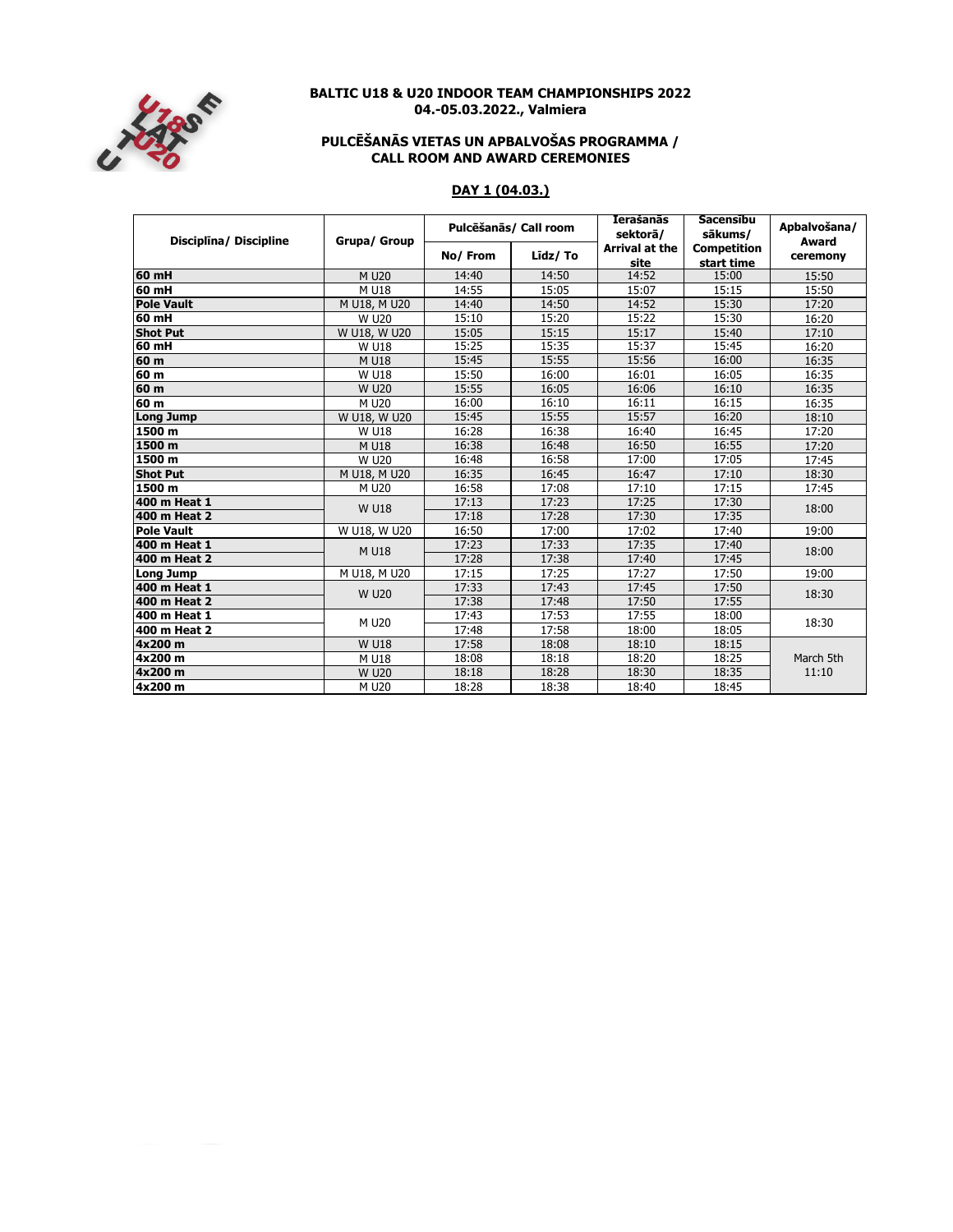**BALTIC U18 & U20 INDOOR TEAM CHAMPIONSHIPS 2022**
**04.-05.03.2022., Valmiera**

**PULCĒŠANĀS VIETAS UN APBALVOŠAS PROGRAMMA /**
**CALL ROOM AND AWARD CEREMONIES**

**DAY 1 (04.03.)**

| Disciplīna/ Discipline | Grupa/ Group | Pulcēšanās/ Call room | | Ierašanās sektorā/ Arrival at the site | Sacensību sākums/ Competition start time | Apbalvošana/ Award ceremony |
|---|---|---|---|---|---|---|
| | | No/ From | Līdz/ To | | | |
| **60 mH** | M U20 | 14:40 | 14:50 | 14:52 | 15:00 | 15:50 |
| **60 mH** | M U18 | 14:55 | 15:05 | 15:07 | 15:15 | 15:50 |
| **Pole Vault** | M U18, M U20 | 14:40 | 14:50 | 14:52 | 15:30 | 17:20 |
| **60 mH** | W U20 | 15:10 | 15:20 | 15:22 | 15:30 | 16:20 |
| **Shot Put** | W U18, W U20 | 15:05 | 15:15 | 15:17 | 15:40 | 17:10 |
| **60 mH** | W U18 | 15:25 | 15:35 | 15:37 | 15:45 | 16:20 |
| **60 m** | M U18 | 15:45 | 15:55 | 15:56 | 16:00 | 16:35 |
| **60 m** | W U18 | 15:50 | 16:00 | 16:01 | 16:05 | 16:35 |
| **60 m** | W U20 | 15:55 | 16:05 | 16:06 | 16:10 | 16:35 |
| **60 m** | M U20 | 16:00 | 16:10 | 16:11 | 16:15 | 16:35 |
| **Long Jump** | W U18, W U20 | 15:45 | 15:55 | 15:57 | 16:20 | 18:10 |
| **1500 m** | W U18 | 16:28 | 16:38 | 16:40 | 16:45 | 17:20 |
| **1500 m** | M U18 | 16:38 | 16:48 | 16:50 | 16:55 | 17:20 |
| **1500 m** | W U20 | 16:48 | 16:58 | 17:00 | 17:05 | 17:45 |
| **Shot Put** | M U18, M U20 | 16:35 | 16:45 | 16:47 | 17:10 | 18:30 |
| **1500 m** | M U20 | 16:58 | 17:08 | 17:10 | 17:15 | 17:45 |
| **400 m Heat 1** | W U18 | 17:13 | 17:23 | 17:25 | 17:30 | 18:00 |
| **400 m Heat 2** | | 17:18 | 17:28 | 17:30 | 17:35 | |
| **Pole Vault** | W U18, W U20 | 16:50 | 17:00 | 17:02 | 17:40 | 19:00 |
| **400 m Heat 1** | M U18 | 17:23 | 17:33 | 17:35 | 17:40 | 18:00 |
| **400 m Heat 2** | | 17:28 | 17:38 | 17:40 | 17:45 | |
| **Long Jump** | M U18, M U20 | 17:15 | 17:25 | 17:27 | 17:50 | 19:00 |
| **400 m Heat 1** | W U20 | 17:33 | 17:43 | 17:45 | 17:50 | 18:30 |
| **400 m Heat 2** | | 17:38 | 17:48 | 17:50 | 17:55 | |
| **400 m Heat 1** | M U20 | 17:43 | 17:53 | 17:55 | 18:00 | 18:30 |
| **400 m Heat 2** | | 17:48 | 17:58 | 18:00 | 18:05 | |
| **4x200 m** | W U18 | 17:58 | 18:08 | 18:10 | 18:15 | March 5th 11:10 |
| **4x200 m** | M U18 | 18:08 | 18:18 | 18:20 | 18:25 | |
| **4x200 m** | W U20 | 18:18 | 18:28 | 18:30 | 18:35 | |
| **4x200 m** | M U20 | 18:28 | 18:38 | 18:40 | 18:45 | |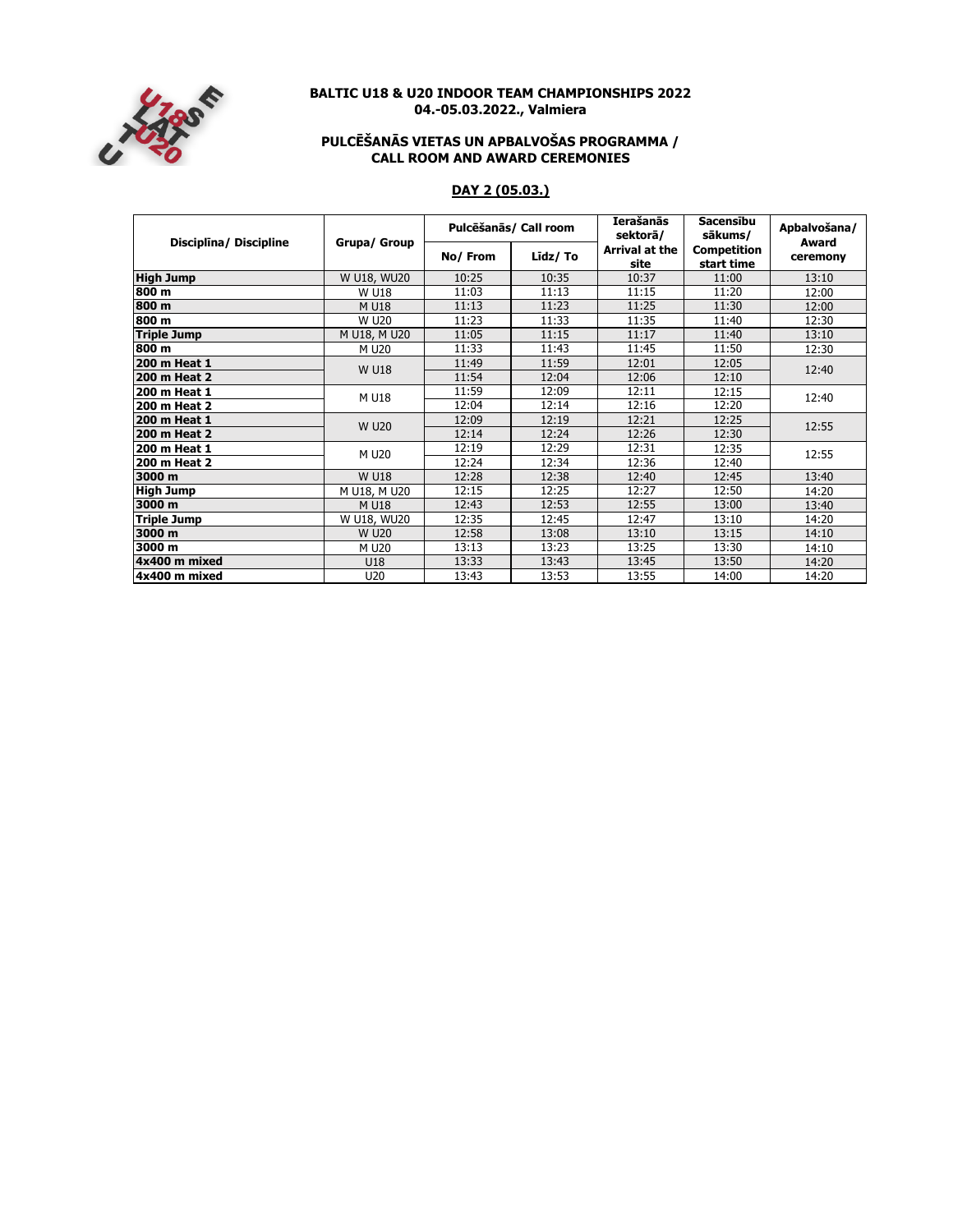**BALTIC U18 & U20 INDOOR TEAM CHAMPIONSHIPS 2022**
**04.-05.03.2022., Valmiera**

**PULCĒŠANĀS VIETAS UN APBALVOŠAS PROGRAMMA / CALL ROOM AND AWARD CEREMONIES**

**DAY 2 (05.03.)**

| Disciplīna/ Discipline | Grupa/ Group | Pulcēšanās/ Call room | | Ierašanās sektorā/ Arrival at the site | Sacensību sākums/ Competition start time | Apbalvošana/ Award ceremony |
|---|---|---|---|---|---|---|
| | | No/ From | Līdz/ To | | | |
| **High Jump** | W U18, WU20 | 10:25 | 10:35 | 10:37 | 11:00 | 13:10 |
| **800 m** | W U18 | 11:03 | 11:13 | 11:15 | 11:20 | 12:00 |
| **800 m** | M U18 | 11:13 | 11:23 | 11:25 | 11:30 | 12:00 |
| **800 m** | W U20 | 11:23 | 11:33 | 11:35 | 11:40 | 12:30 |
| **Triple Jump** | M U18, M U20 | 11:05 | 11:15 | 11:17 | 11:40 | 13:10 |
| **800 m** | M U20 | 11:33 | 11:43 | 11:45 | 11:50 | 12:30 |
| **200 m Heat 1** | W U18 | 11:49 | 11:59 | 12:01 | 12:05 | 12:40 |
| **200 m Heat 2** | | 11:54 | 12:04 | 12:06 | 12:10 | |
| **200 m Heat 1** | M U18 | 11:59 | 12:09 | 12:11 | 12:15 | 12:40 |
| **200 m Heat 2** | | 12:04 | 12:14 | 12:16 | 12:20 | |
| **200 m Heat 1** | W U20 | 12:09 | 12:19 | 12:21 | 12:25 | 12:55 |
| **200 m Heat 2** | | 12:14 | 12:24 | 12:26 | 12:30 | |
| **200 m Heat 1** | M U20 | 12:19 | 12:29 | 12:31 | 12:35 | 12:55 |
| **200 m Heat 2** | | 12:24 | 12:34 | 12:36 | 12:40 | |
| **3000 m** | W U18 | 12:28 | 12:38 | 12:40 | 12:45 | 13:40 |
| **High Jump** | M U18, M U20 | 12:15 | 12:25 | 12:27 | 12:50 | 14:20 |
| **3000 m** | M U18 | 12:43 | 12:53 | 12:55 | 13:00 | 13:40 |
| **Triple Jump** | W U18, WU20 | 12:35 | 12:45 | 12:47 | 13:10 | 14:20 |
| **3000 m** | W U20 | 12:58 | 13:08 | 13:10 | 13:15 | 14:10 |
| **3000 m** | M U20 | 13:13 | 13:23 | 13:25 | 13:30 | 14:10 |
| **4x400 m mixed** | U18 | 13:33 | 13:43 | 13:45 | 13:50 | 14:20 |
| **4x400 m mixed** | U20 | 13:43 | 13:53 | 13:55 | 14:00 | 14:20 |